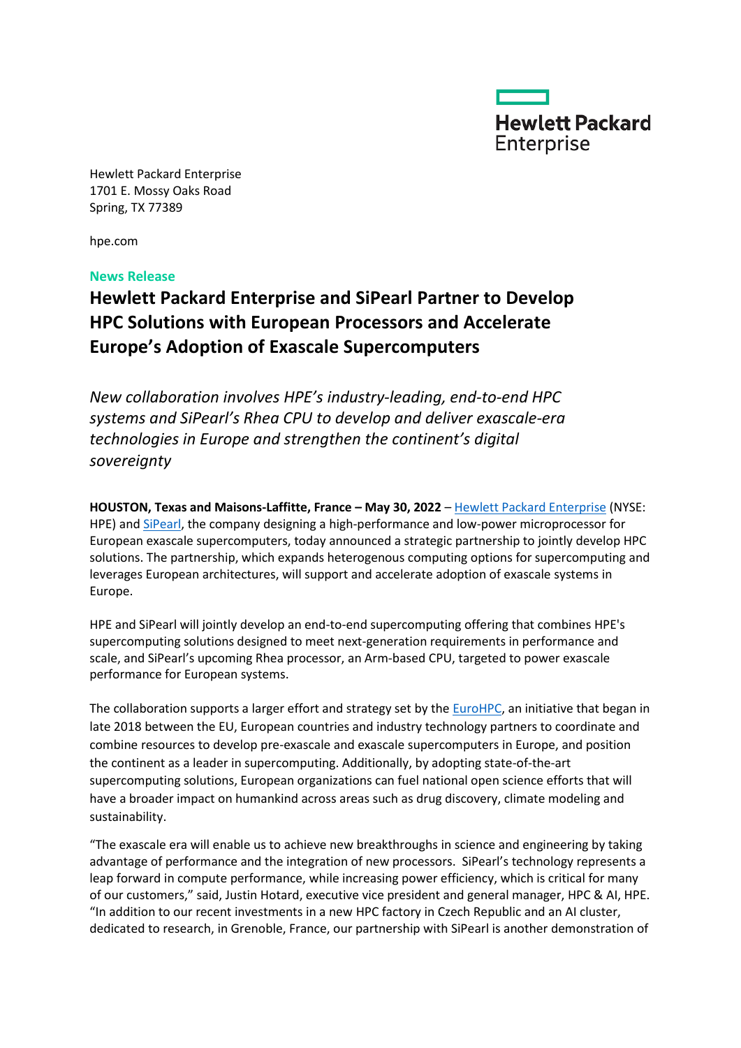Hewlett Packard Enterprise
1701 E. Mossy Oaks Road
Spring, TX 77389

hpe.com

**News Release**

# Hewlett Packard Enterprise and SiPearl Partner to Develop HPC Solutions with European Processors and Accelerate Europe's Adoption of Exascale Supercomputers

*New collaboration involves HPE's industry-leading, end-to-end HPC systems and SiPearl's Rhea CPU to develop and deliver exascale-era technologies in Europe and strengthen the continent's digital sovereignty*

**HOUSTON, Texas and Maisons-Laffitte, France – May 30, 2022** – Hewlett Packard Enterprise (NYSE: HPE) and SiPearl, the company designing a high-performance and low-power microprocessor for European exascale supercomputers, today announced a strategic partnership to jointly develop HPC solutions. The partnership, which expands heterogenous computing options for supercomputing and leverages European architectures, will support and accelerate adoption of exascale systems in Europe.

HPE and SiPearl will jointly develop an end-to-end supercomputing offering that combines HPE's supercomputing solutions designed to meet next-generation requirements in performance and scale, and SiPearl's upcoming Rhea processor, an Arm-based CPU, targeted to power exascale performance for European systems.

The collaboration supports a larger effort and strategy set by the EuroHPC, an initiative that began in late 2018 between the EU, European countries and industry technology partners to coordinate and combine resources to develop pre-exascale and exascale supercomputers in Europe, and position the continent as a leader in supercomputing. Additionally, by adopting state-of-the-art supercomputing solutions, European organizations can fuel national open science efforts that will have a broader impact on humankind across areas such as drug discovery, climate modeling and sustainability.

"The exascale era will enable us to achieve new breakthroughs in science and engineering by taking advantage of performance and the integration of new processors. SiPearl's technology represents a leap forward in compute performance, while increasing power efficiency, which is critical for many of our customers," said, Justin Hotard, executive vice president and general manager, HPC & AI, HPE. "In addition to our recent investments in a new HPC factory in Czech Republic and an AI cluster, dedicated to research, in Grenoble, France, our partnership with SiPearl is another demonstration of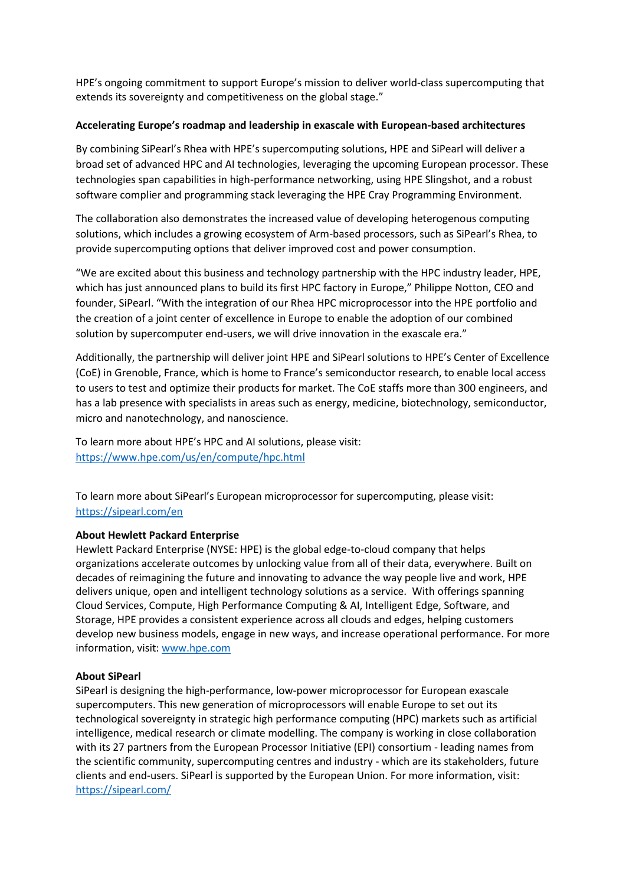HPE's ongoing commitment to support Europe's mission to deliver world-class supercomputing that extends its sovereignty and competitiveness on the global stage."

**Accelerating Europe's roadmap and leadership in exascale with European-based architectures**

By combining SiPearl's Rhea with HPE's supercomputing solutions, HPE and SiPearl will deliver a broad set of advanced HPC and AI technologies, leveraging the upcoming European processor. These technologies span capabilities in high-performance networking, using HPE Slingshot, and a robust software complier and programming stack leveraging the HPE Cray Programming Environment.

The collaboration also demonstrates the increased value of developing heterogenous computing solutions, which includes a growing ecosystem of Arm-based processors, such as SiPearl's Rhea, to provide supercomputing options that deliver improved cost and power consumption.

"We are excited about this business and technology partnership with the HPC industry leader, HPE, which has just announced plans to build its first HPC factory in Europe," Philippe Notton, CEO and founder, SiPearl. "With the integration of our Rhea HPC microprocessor into the HPE portfolio and the creation of a joint center of excellence in Europe to enable the adoption of our combined solution by supercomputer end-users, we will drive innovation in the exascale era."

Additionally, the partnership will deliver joint HPE and SiPearl solutions to HPE's Center of Excellence (CoE) in Grenoble, France, which is home to France's semiconductor research, to enable local access to users to test and optimize their products for market. The CoE staffs more than 300 engineers, and has a lab presence with specialists in areas such as energy, medicine, biotechnology, semiconductor, micro and nanotechnology, and nanoscience.

To learn more about HPE's HPC and AI solutions, please visit:
https://www.hpe.com/us/en/compute/hpc.html

To learn more about SiPearl's European microprocessor for supercomputing, please visit:
https://sipearl.com/en

**About Hewlett Packard Enterprise**
Hewlett Packard Enterprise (NYSE: HPE) is the global edge-to-cloud company that helps organizations accelerate outcomes by unlocking value from all of their data, everywhere. Built on decades of reimagining the future and innovating to advance the way people live and work, HPE delivers unique, open and intelligent technology solutions as a service. With offerings spanning Cloud Services, Compute, High Performance Computing & AI, Intelligent Edge, Software, and Storage, HPE provides a consistent experience across all clouds and edges, helping customers develop new business models, engage in new ways, and increase operational performance. For more information, visit: www.hpe.com

**About SiPearl**
SiPearl is designing the high-performance, low-power microprocessor for European exascale supercomputers. This new generation of microprocessors will enable Europe to set out its technological sovereignty in strategic high performance computing (HPC) markets such as artificial intelligence, medical research or climate modelling. The company is working in close collaboration with its 27 partners from the European Processor Initiative (EPI) consortium - leading names from the scientific community, supercomputing centres and industry - which are its stakeholders, future clients and end-users. SiPearl is supported by the European Union. For more information, visit: https://sipearl.com/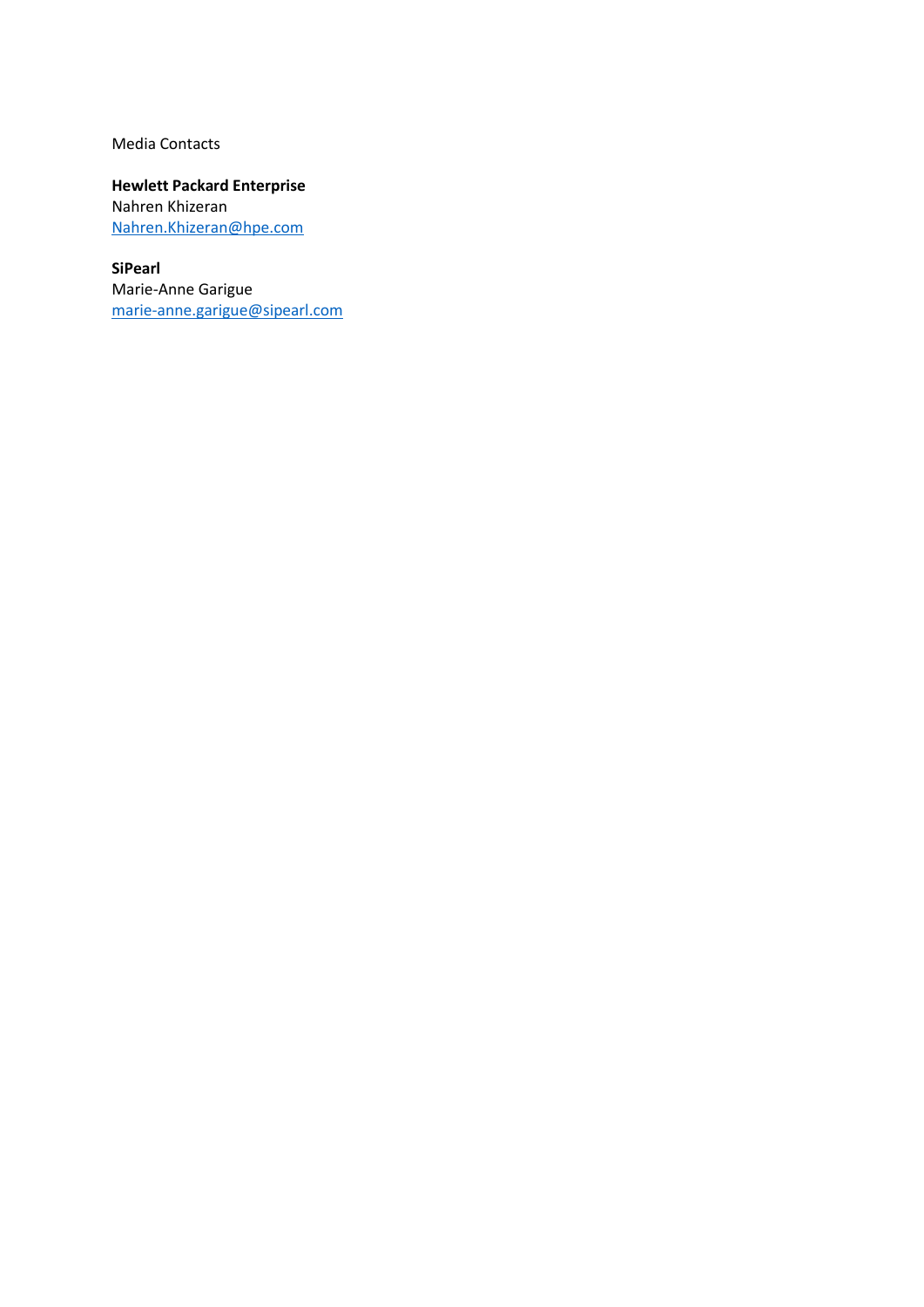Media Contacts

**Hewlett Packard Enterprise**
Nahren Khizeran
Nahren.Khizeran@hpe.com

**SiPearl**
Marie-Anne Garigue
marie-anne.garigue@sipearl.com